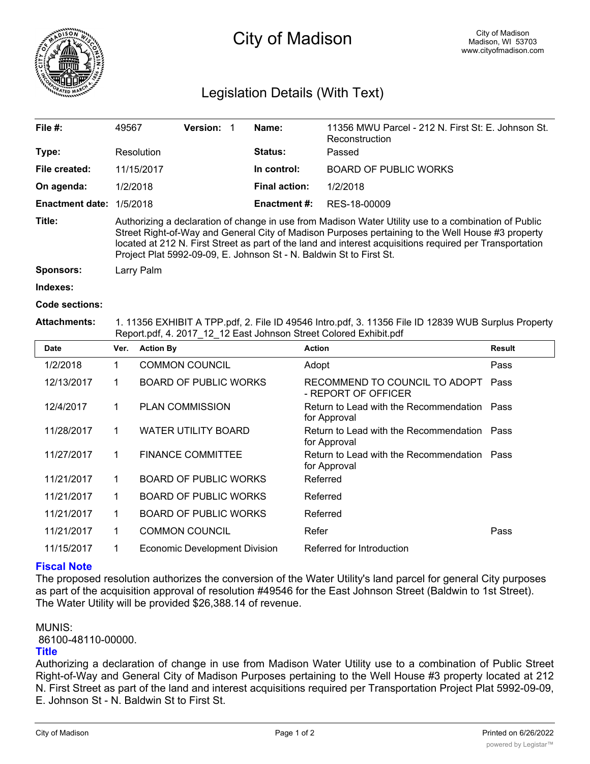# City of Madison

City of Madison
Madison, WI 53703
www.cityofmadison.com

## Legislation Details (With Text)

| | | | |
|---|---|---|---|
| **File #:** | 49567 **Version:** 1 | **Name:** | 11356 MWU Parcel - 212 N. First St: E. Johnson St. Reconstruction |
| **Type:** | Resolution | **Status:** | Passed |
| **File created:** | 11/15/2017 | **In control:** | BOARD OF PUBLIC WORKS |
| **On agenda:** | 1/2/2018 | **Final action:** | 1/2/2018 |
| **Enactment date:** | 1/5/2018 | **Enactment #:** | RES-18-00009 |

**Title:** Authorizing a declaration of change in use from Madison Water Utility use to a combination of Public Street Right-of-Way and General City of Madison Purposes pertaining to the Well House #3 property located at 212 N. First Street as part of the land and interest acquisitions required per Transportation Project Plat 5992-09-09, E. Johnson St - N. Baldwin St to First St.

**Sponsors:** Larry Palm

**Indexes:**

**Code sections:**

**Attachments:** 1. 11356 EXHIBIT A TPP.pdf, 2. File ID 49546 Intro.pdf, 3. 11356 File ID 12839 WUB Surplus Property Report.pdf, 4. 2017_12_12 East Johnson Street Colored Exhibit.pdf

| Date | Ver. | Action By | Action | Result |
|---|---|---|---|---|
| 1/2/2018 | 1 | COMMON COUNCIL | Adopt | Pass |
| 12/13/2017 | 1 | BOARD OF PUBLIC WORKS | RECOMMEND TO COUNCIL TO ADOPT - REPORT OF OFFICER | Pass |
| 12/4/2017 | 1 | PLAN COMMISSION | Return to Lead with the Recommendation for Approval | Pass |
| 11/28/2017 | 1 | WATER UTILITY BOARD | Return to Lead with the Recommendation for Approval | Pass |
| 11/27/2017 | 1 | FINANCE COMMITTEE | Return to Lead with the Recommendation for Approval | Pass |
| 11/21/2017 | 1 | BOARD OF PUBLIC WORKS | Referred | |
| 11/21/2017 | 1 | BOARD OF PUBLIC WORKS | Referred | |
| 11/21/2017 | 1 | BOARD OF PUBLIC WORKS | Referred | |
| 11/21/2017 | 1 | COMMON COUNCIL | Refer | Pass |
| 11/15/2017 | 1 | Economic Development Division | Referred for Introduction | |

### Fiscal Note

The proposed resolution authorizes the conversion of the Water Utility's land parcel for general City purposes as part of the acquisition approval of resolution #49546 for the East Johnson Street (Baldwin to 1st Street). The Water Utility will be provided $26,388.14 of revenue.

MUNIS:
86100-48110-00000.

### Title

Authorizing a declaration of change in use from Madison Water Utility use to a combination of Public Street Right-of-Way and General City of Madison Purposes pertaining to the Well House #3 property located at 212 N. First Street as part of the land and interest acquisitions required per Transportation Project Plat 5992-09-09, E. Johnson St - N. Baldwin St to First St.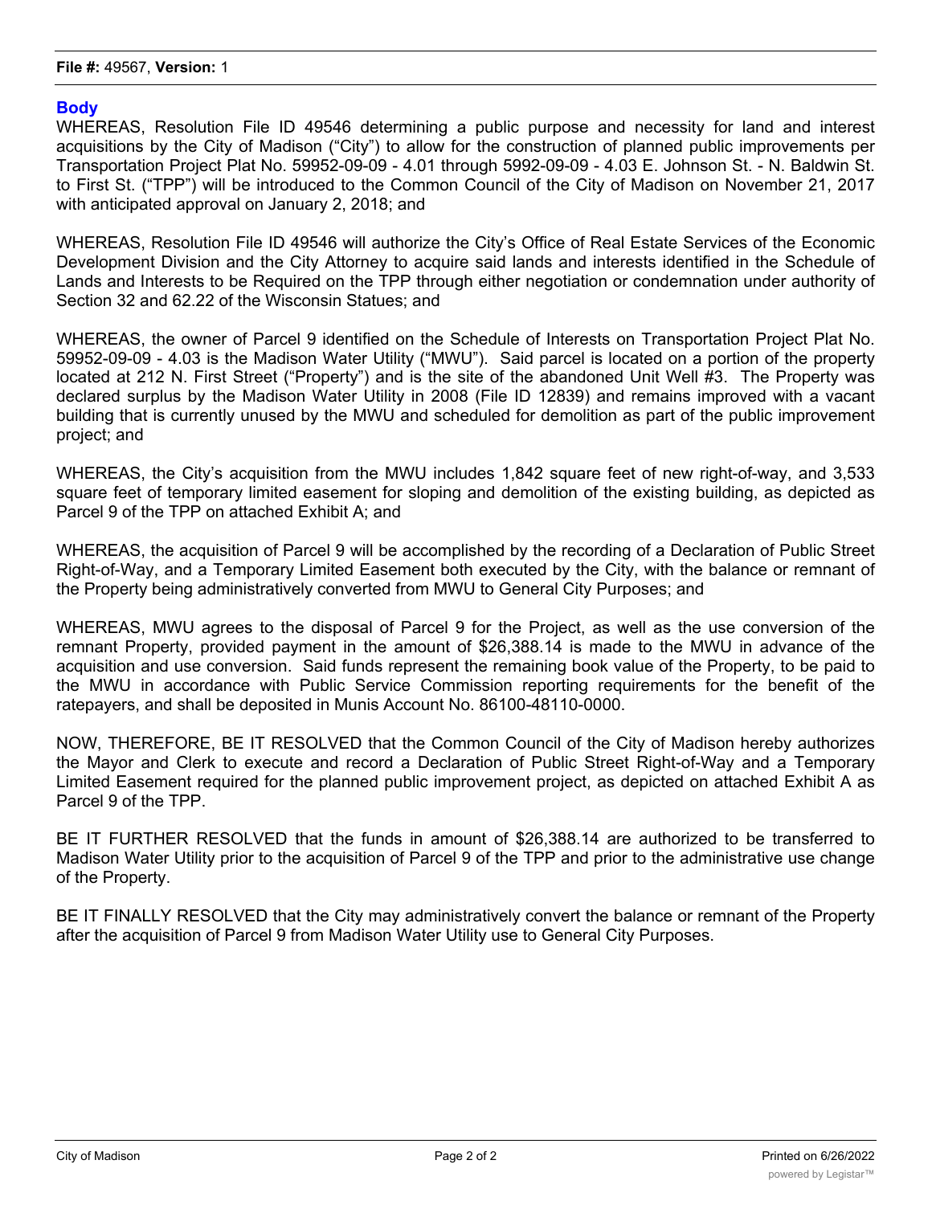**File #:** 49567, **Version:** 1

## Body

WHEREAS, Resolution File ID 49546 determining a public purpose and necessity for land and interest acquisitions by the City of Madison ("City") to allow for the construction of planned public improvements per Transportation Project Plat No. 59952-09-09 - 4.01 through 5992-09-09 - 4.03 E. Johnson St. - N. Baldwin St. to First St. ("TPP") will be introduced to the Common Council of the City of Madison on November 21, 2017 with anticipated approval on January 2, 2018; and

WHEREAS, Resolution File ID 49546 will authorize the City's Office of Real Estate Services of the Economic Development Division and the City Attorney to acquire said lands and interests identified in the Schedule of Lands and Interests to be Required on the TPP through either negotiation or condemnation under authority of Section 32 and 62.22 of the Wisconsin Statues; and

WHEREAS, the owner of Parcel 9 identified on the Schedule of Interests on Transportation Project Plat No. 59952-09-09 - 4.03 is the Madison Water Utility ("MWU"). Said parcel is located on a portion of the property located at 212 N. First Street ("Property") and is the site of the abandoned Unit Well #3. The Property was declared surplus by the Madison Water Utility in 2008 (File ID 12839) and remains improved with a vacant building that is currently unused by the MWU and scheduled for demolition as part of the public improvement project; and

WHEREAS, the City's acquisition from the MWU includes 1,842 square feet of new right-of-way, and 3,533 square feet of temporary limited easement for sloping and demolition of the existing building, as depicted as Parcel 9 of the TPP on attached Exhibit A; and

WHEREAS, the acquisition of Parcel 9 will be accomplished by the recording of a Declaration of Public Street Right-of-Way, and a Temporary Limited Easement both executed by the City, with the balance or remnant of the Property being administratively converted from MWU to General City Purposes; and

WHEREAS, MWU agrees to the disposal of Parcel 9 for the Project, as well as the use conversion of the remnant Property, provided payment in the amount of $26,388.14 is made to the MWU in advance of the acquisition and use conversion. Said funds represent the remaining book value of the Property, to be paid to the MWU in accordance with Public Service Commission reporting requirements for the benefit of the ratepayers, and shall be deposited in Munis Account No. 86100-48110-0000.

NOW, THEREFORE, BE IT RESOLVED that the Common Council of the City of Madison hereby authorizes the Mayor and Clerk to execute and record a Declaration of Public Street Right-of-Way and a Temporary Limited Easement required for the planned public improvement project, as depicted on attached Exhibit A as Parcel 9 of the TPP.

BE IT FURTHER RESOLVED that the funds in amount of $26,388.14 are authorized to be transferred to Madison Water Utility prior to the acquisition of Parcel 9 of the TPP and prior to the administrative use change of the Property.

BE IT FINALLY RESOLVED that the City may administratively convert the balance or remnant of the Property after the acquisition of Parcel 9 from Madison Water Utility use to General City Purposes.